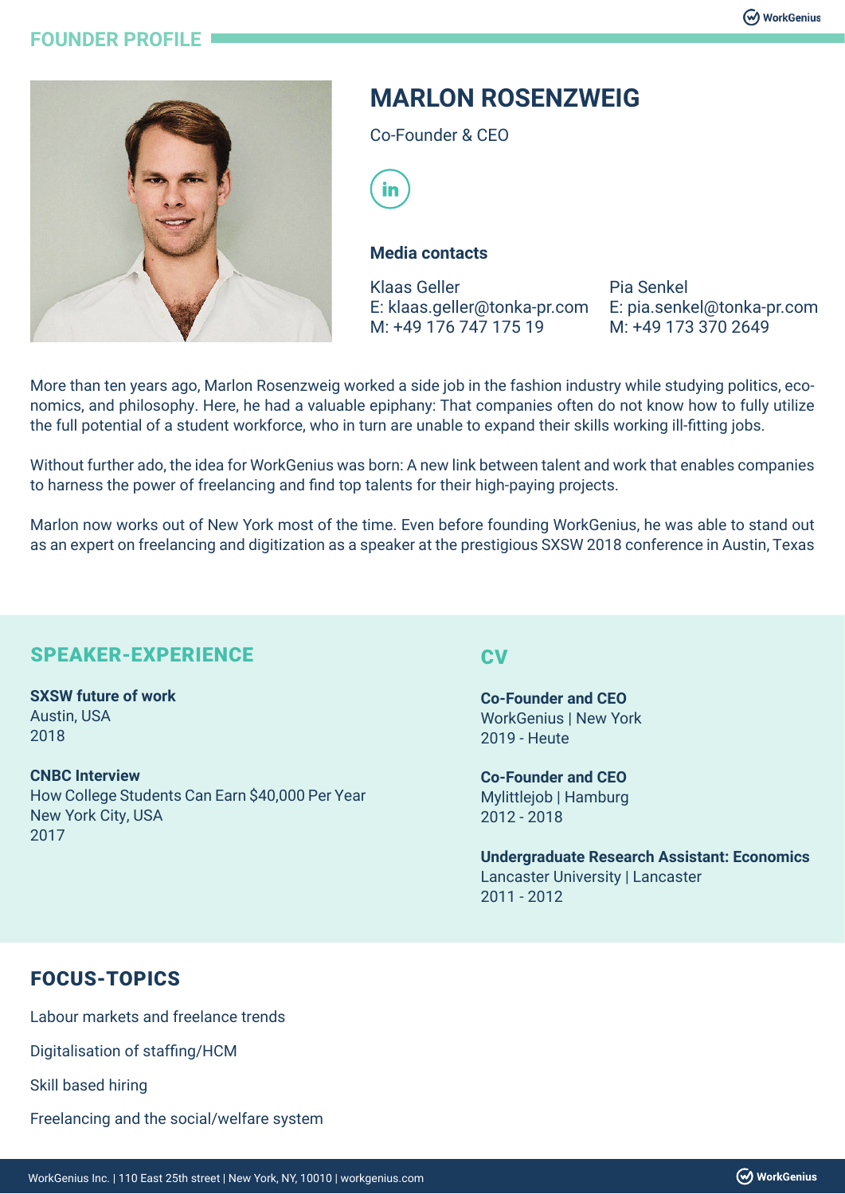# FOUNDER PROFILE

## MARLON ROSENZWEIG

Co-Founder & CEO

### Media contacts

Klaas Geller
E: klaas.geller@tonka-pr.com
M: +49 176 747 175 19

Pia Senkel
E: pia.senkel@tonka-pr.com
M: +49 173 370 2649

More than ten years ago, Marlon Rosenzweig worked a side job in the fashion industry while studying politics, economics, and philosophy. Here, he had a valuable epiphany: That companies often do not know how to fully utilize the full potential of a student workforce, who in turn are unable to expand their skills working ill-fitting jobs.

Without further ado, the idea for WorkGenius was born: A new link between talent and work that enables companies to harness the power of freelancing and find top talents for their high-paying projects.

Marlon now works out of New York most of the time. Even before founding WorkGenius, he was able to stand out as an expert on freelancing and digitization as a speaker at the prestigious SXSW 2018 conference in Austin, Texas

## SPEAKER-EXPERIENCE

**SXSW future of work**
Austin, USA
2018

**CNBC Interview**
How College Students Can Earn $40,000 Per Year
New York City, USA
2017

## CV

**Co-Founder and CEO**
WorkGenius | New York
2019 - Heute

**Co-Founder and CEO**
Mylittlejob | Hamburg
2012 - 2018

**Undergraduate Research Assistant: Economics**
Lancaster University | Lancaster
2011 - 2012

## FOCUS-TOPICS

Labour markets and freelance trends

Digitalisation of staffing/HCM

Skill based hiring

Freelancing and the social/welfare system

WorkGenius Inc. | 110 East 25th street | New York, NY, 10010 | workgenius.com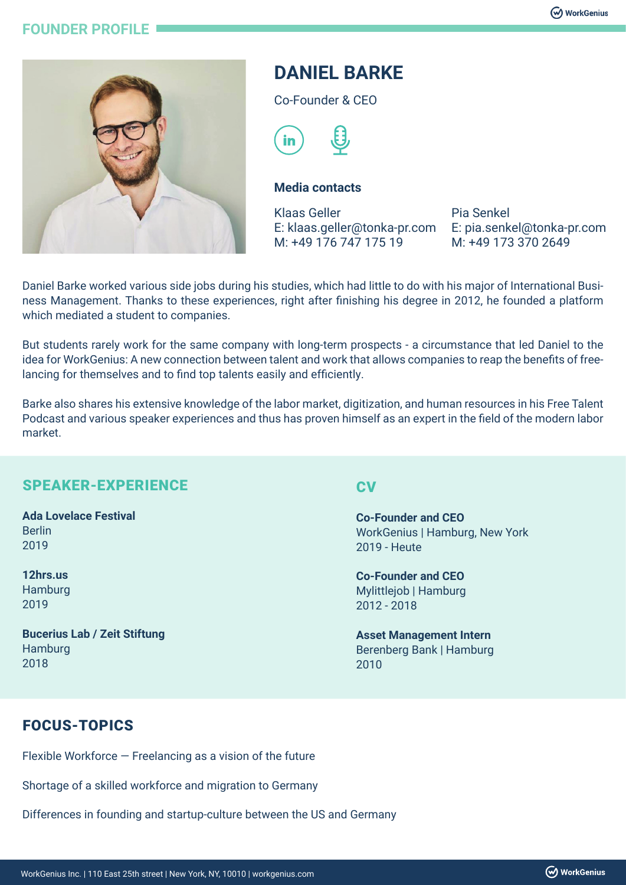## FOUNDER PROFILE

# DANIEL BARKE

Co-Founder & CEO

### Media contacts

Klaas Geller
E: klaas.geller@tonka-pr.com
M: +49 176 747 175 19

Pia Senkel
E: pia.senkel@tonka-pr.com
M: +49 173 370 2649

Daniel Barke worked various side jobs during his studies, which had little to do with his major of International Business Management. Thanks to these experiences, right after finishing his degree in 2012, he founded a platform which mediated a student to companies.

But students rarely work for the same company with long-term prospects - a circumstance that led Daniel to the idea for WorkGenius: A new connection between talent and work that allows companies to reap the benefits of freelancing for themselves and to find top talents easily and efficiently.

Barke also shares his extensive knowledge of the labor market, digitization, and human resources in his Free Talent Podcast and various speaker experiences and thus has proven himself as an expert in the field of the modern labor market.

## SPEAKER-EXPERIENCE

**Ada Lovelace Festival**
Berlin
2019

**12hrs.us**
Hamburg
2019

**Bucerius Lab / Zeit Stiftung**
Hamburg
2018

## CV

**Co-Founder and CEO**
WorkGenius | Hamburg, New York
2019 - Heute

**Co-Founder and CEO**
Mylittlejob | Hamburg
2012 - 2018

**Asset Management Intern**
Berenberg Bank | Hamburg
2010

## FOCUS-TOPICS

Flexible Workforce — Freelancing as a vision of the future

Shortage of a skilled workforce and migration to Germany

Differences in founding and startup-culture between the US and Germany

WorkGenius Inc. | 110 East 25th street | New York, NY, 10010 | workgenius.com